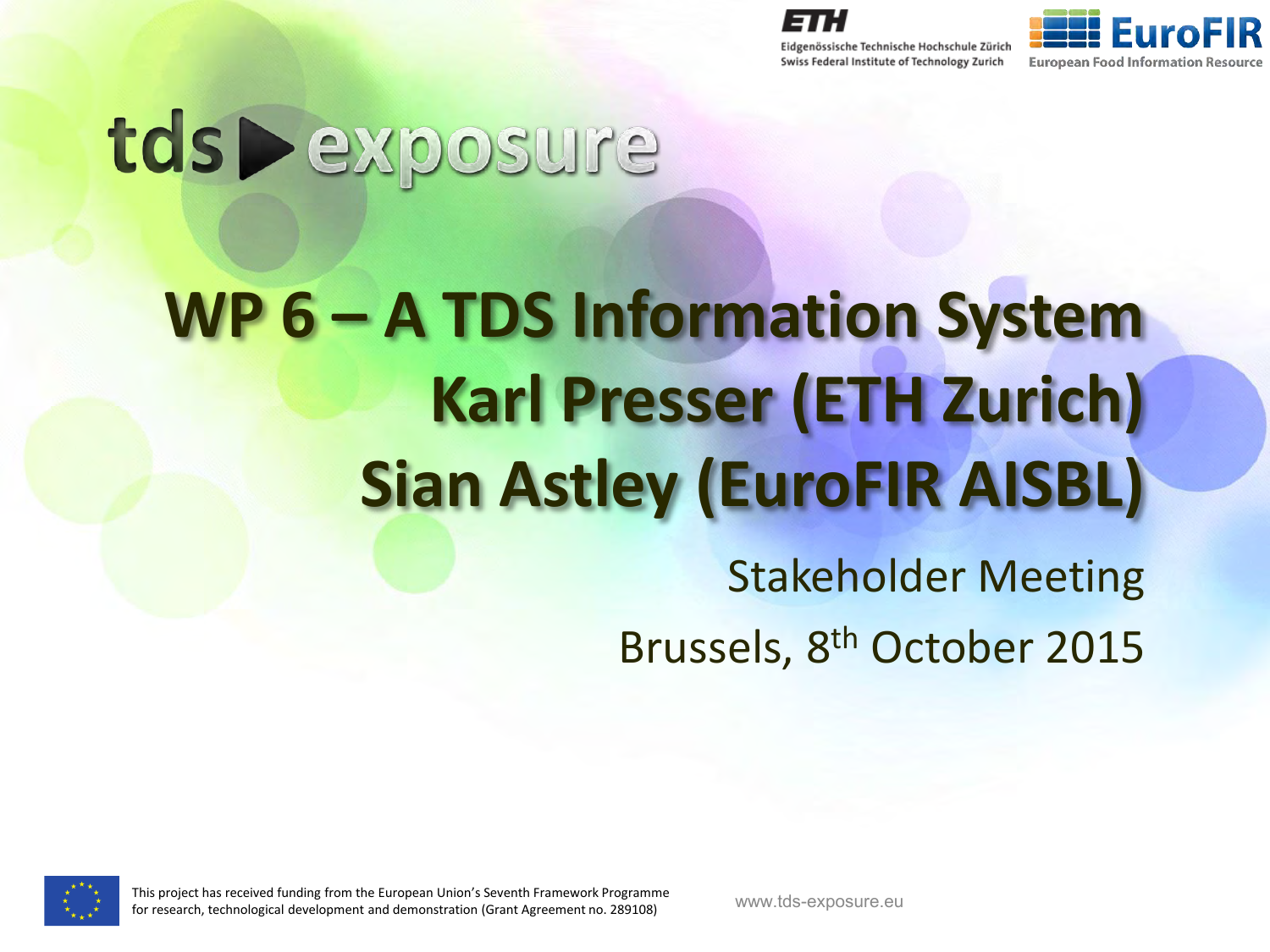Eidgenössische Technische Hochschule Zürich
Swiss Federal Institute of Technology Zurich

EuroFIR
European Food Information Resource

tds exposure

# WP 6 – A TDS Information System

## Karl Presser (ETH Zurich)

## Sian Astley (EuroFIR AISBL)

Stakeholder Meeting

Brussels, 8th October 2015

This project has received funding from the European Union's Seventh Framework Programme for research, technological development and demonstration (Grant Agreement no. 289108)

www.tds-exposure.eu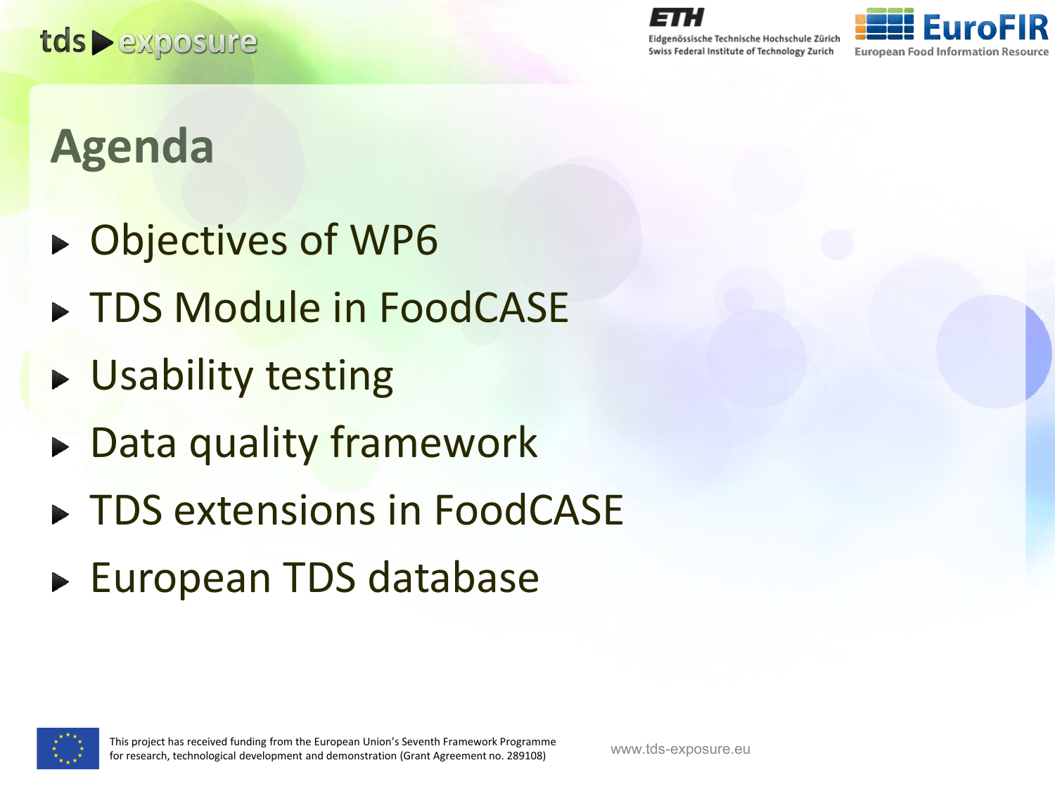# Agenda

- Objectives of WP6
- TDS Module in FoodCASE
- Usability testing
- Data quality framework
- TDS extensions in FoodCASE
- European TDS database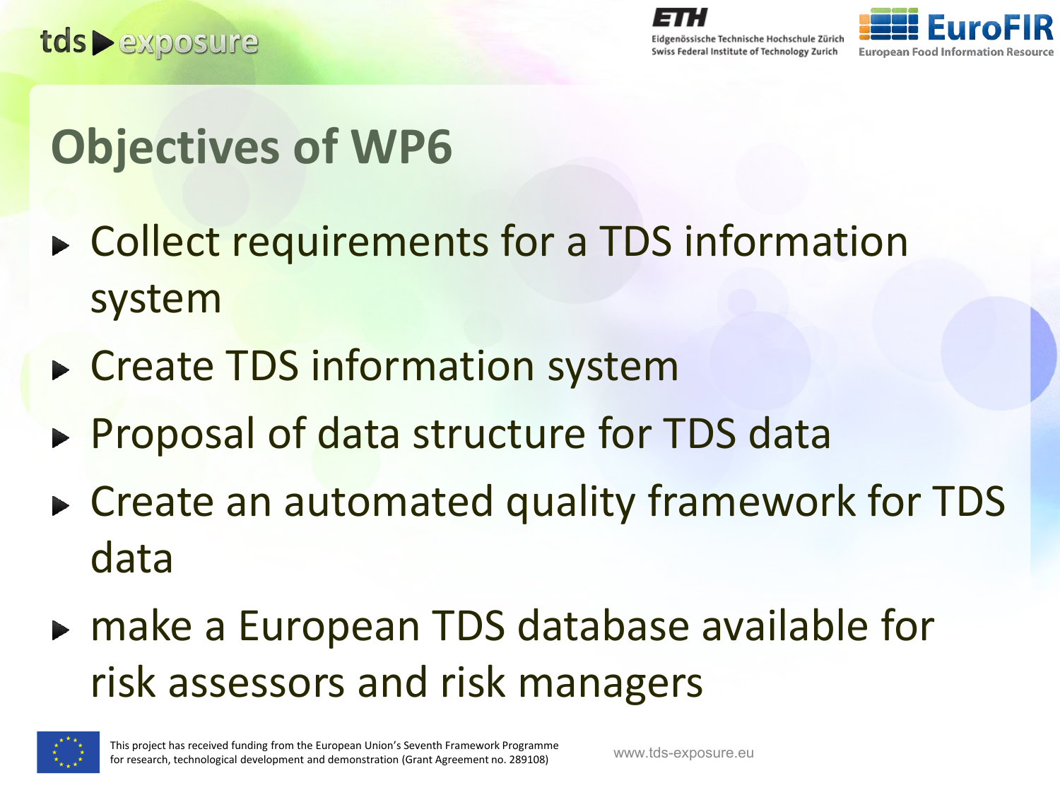# Objectives of WP6

- Collect requirements for a TDS information system
- Create TDS information system
- Proposal of data structure for TDS data
- Create an automated quality framework for TDS data
- make a European TDS database available for risk assessors and risk managers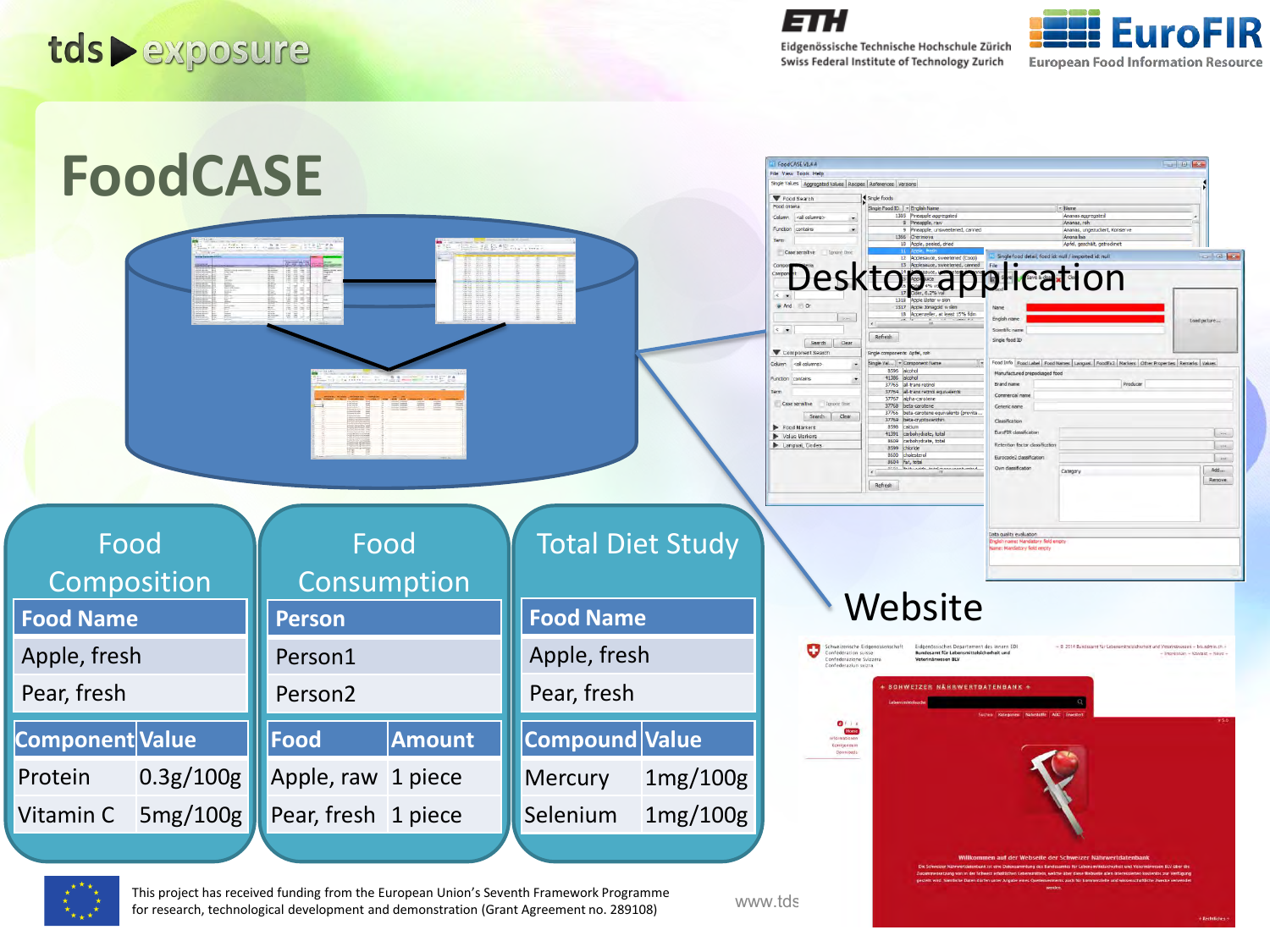# FoodCASE

Desktop application

Website

## Food Composition

| Food Name |
| --- |
| Apple, fresh |
| Pear, fresh |

| Component | Value |
| --- | --- |
| Protein | 0.3g/100g |
| Vitamin C | 5mg/100g |

## Food Consumption

| Person |
| --- |
| Person1 |
| Person2 |

| Food | Amount |
| --- | --- |
| Apple, raw | 1 piece |
| Pear, fresh | 1 piece |

## Total Diet Study

| Food Name |
| --- |
| Apple, fresh |
| Pear, fresh |

| Compound | Value |
| --- | --- |
| Mercury | 1mg/100g |
| Selenium | 1mg/100g |

This project has received funding from the European Union's Seventh Framework Programme for research, technological development and demonstration (Grant Agreement no. 289108)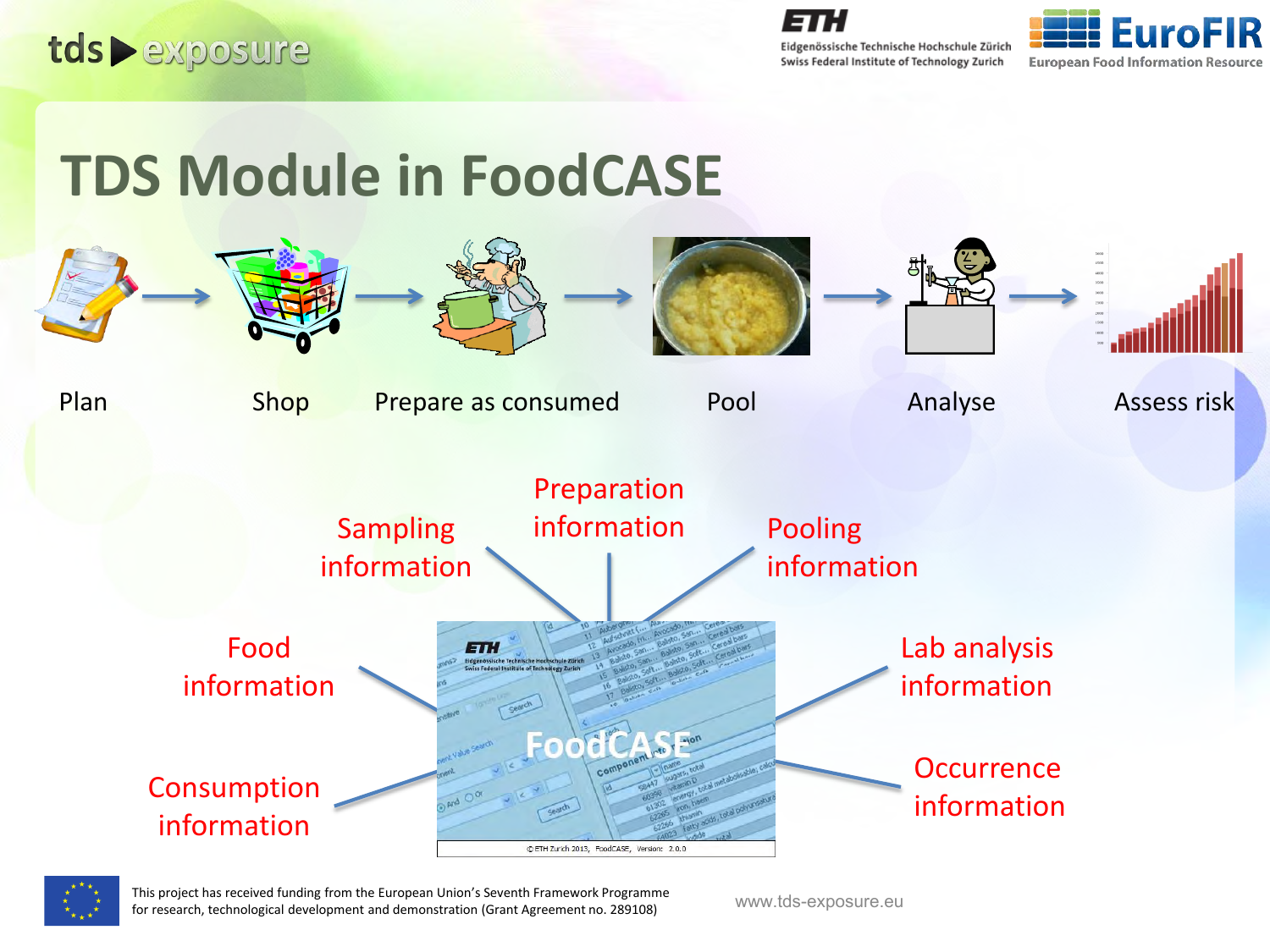# TDS Module in FoodCASE

Plan → Shop → Prepare as consumed → Pool → Analyse → Assess risk

- Sampling information
- Preparation information
- Pooling information
- Food information
- Lab analysis information
- Consumption information
- Occurrence information

FoodCASE

This project has received funding from the European Union's Seventh Framework Programme for research, technological development and demonstration (Grant Agreement no. 289108)

www.tds-exposure.eu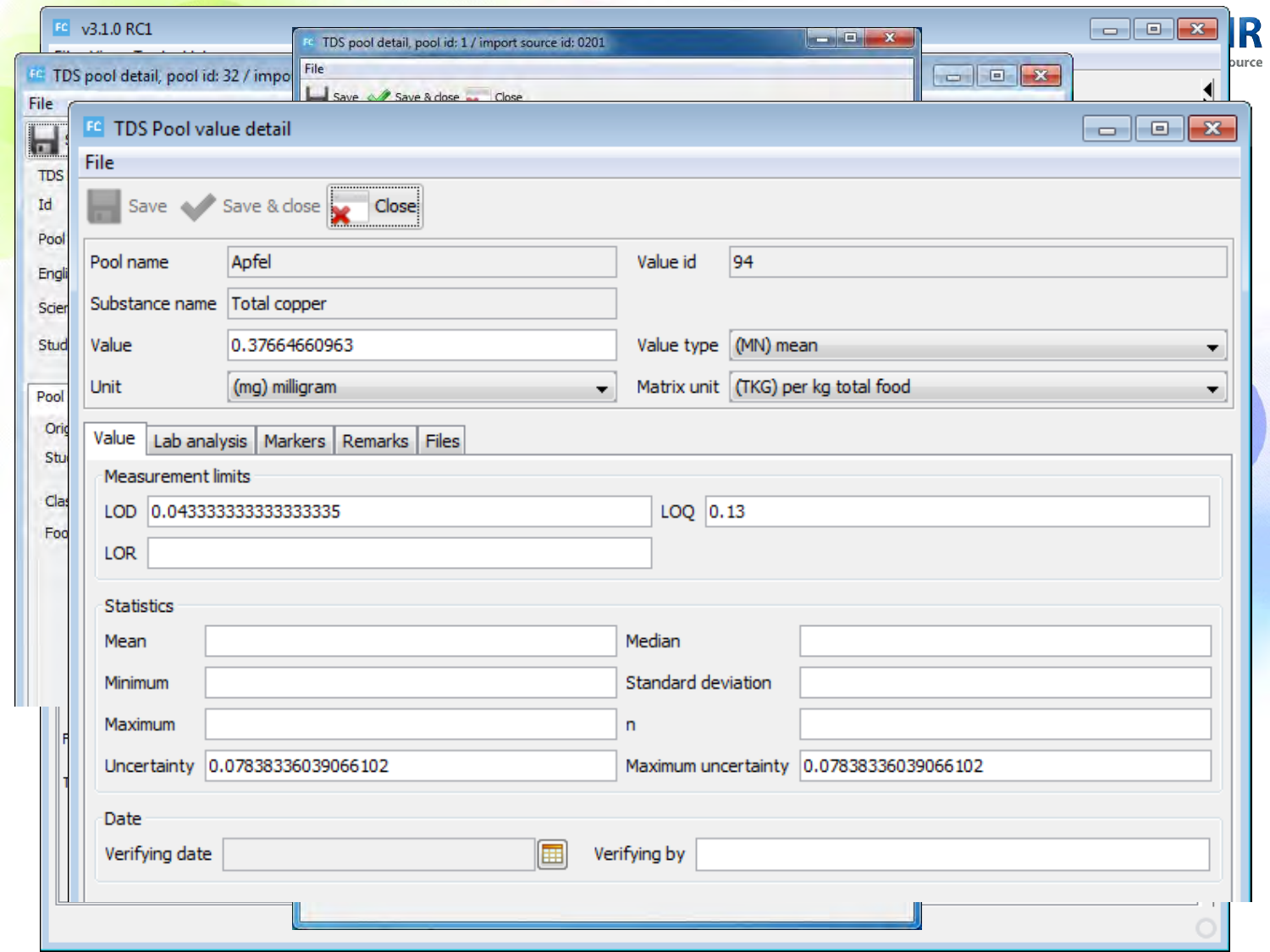TDS Pool value detail

File

Save | Save & close | Close

| | | | |
|---|---|---|---|
| Pool name | Apfel | Value id | 94 |
| Substance name | Total copper | | |
| Value | 0.37664660963 | Value type | (MN) mean |
| Unit | (mg) milligram | Matrix unit | (TKG) per kg total food |

Value | Lab analysis | Markers | Remarks | Files

**Measurement limits**

| | | | |
|---|---|---|---|
| LOD | 0.0433333333333335 | LOQ | 0.13 |
| LOR | | | |

**Statistics**

| | | | |
|---|---|---|---|
| Mean | | Median | |
| Minimum | | Standard deviation | |
| Maximum | | n | |
| Uncertainty | 0.0783833603906102 | Maximum uncertainty | 0.0783833603906102 |

**Date**

| | | | |
|---|---|---|---|
| Verifying date | | Verifying by | |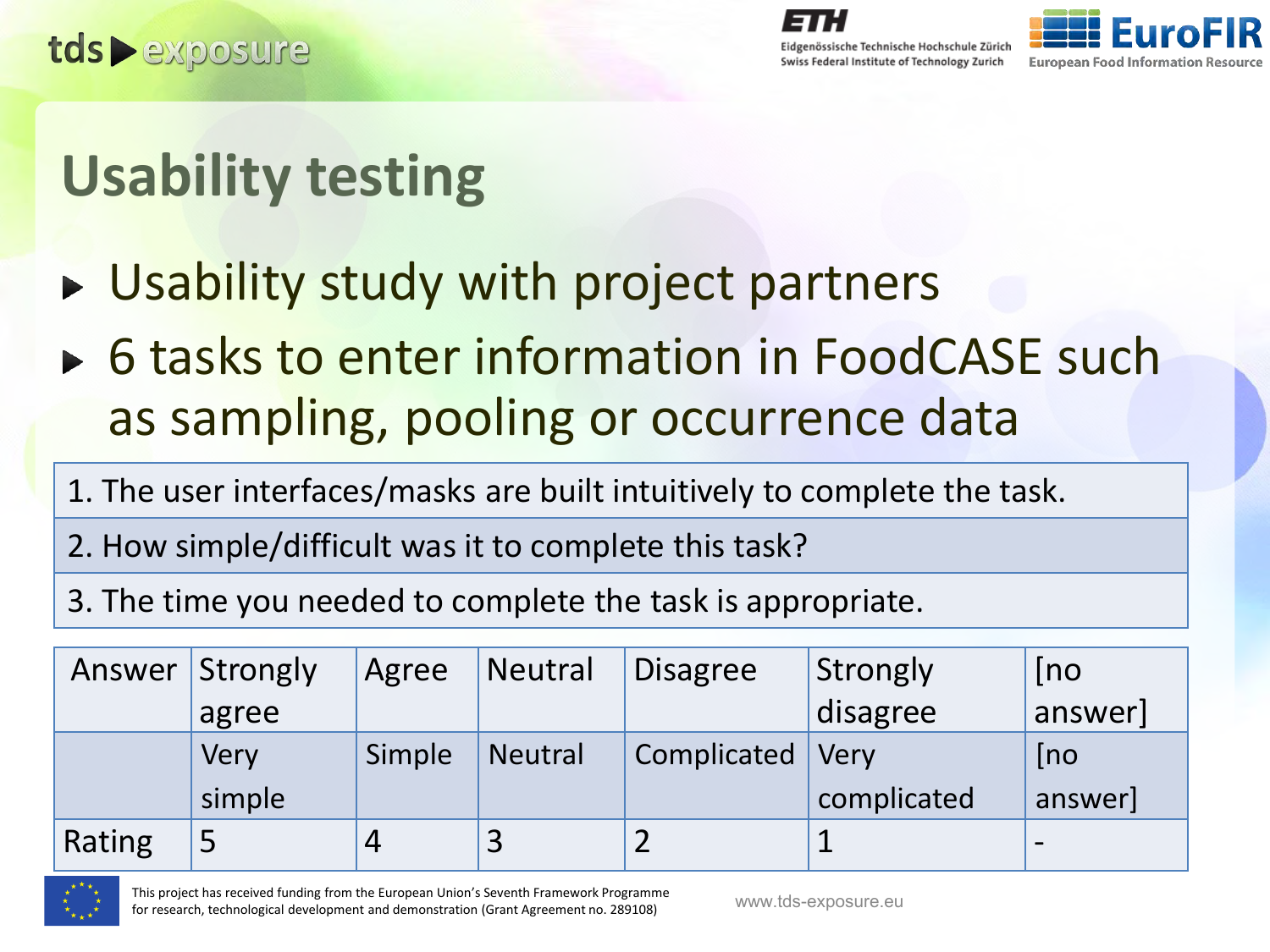# Usability testing

- Usability study with project partners
- 6 tasks to enter information in FoodCASE such as sampling, pooling or occurrence data

| 1. The user interfaces/masks are built intuitively to complete the task. |
| --- |
| 2. How simple/difficult was it to complete this task? |
| 3. The time you needed to complete the task is appropriate. |

| Answer | Strongly agree | Agree | Neutral | Disagree | Strongly disagree | [no answer] |
| --- | --- | --- | --- | --- | --- | --- |
| | Very simple | Simple | Neutral | Complicated | Very complicated | [no answer] |
| Rating | 5 | 4 | 3 | 2 | 1 | - |

This project has received funding from the European Union's Seventh Framework Programme for research, technological development and demonstration (Grant Agreement no. 289108)

www.tds-exposure.eu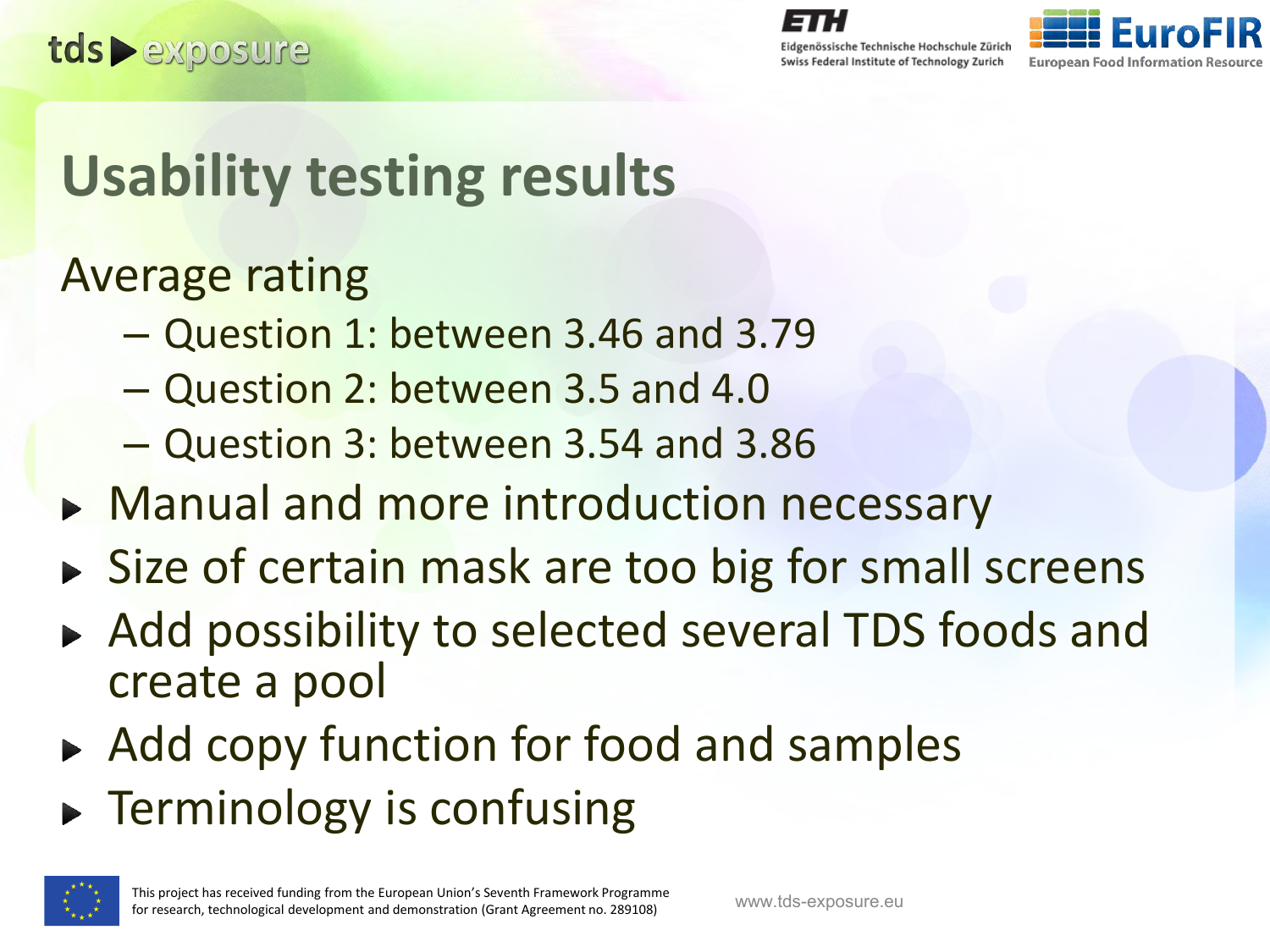# Usability testing results

Average rating

- Question 1: between 3.46 and 3.79
- Question 2: between 3.5 and 4.0
- Question 3: between 3.54 and 3.86

- Manual and more introduction necessary
- Size of certain mask are too big for small screens
- Add possibility to selected several TDS foods and create a pool
- Add copy function for food and samples
- Terminology is confusing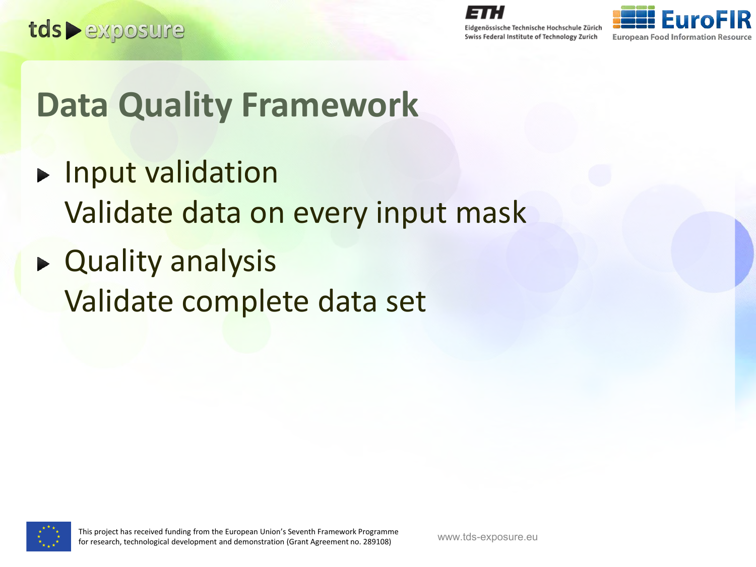# Data Quality Framework

- Input validation
  Validate data on every input mask
- Quality analysis
  Validate complete data set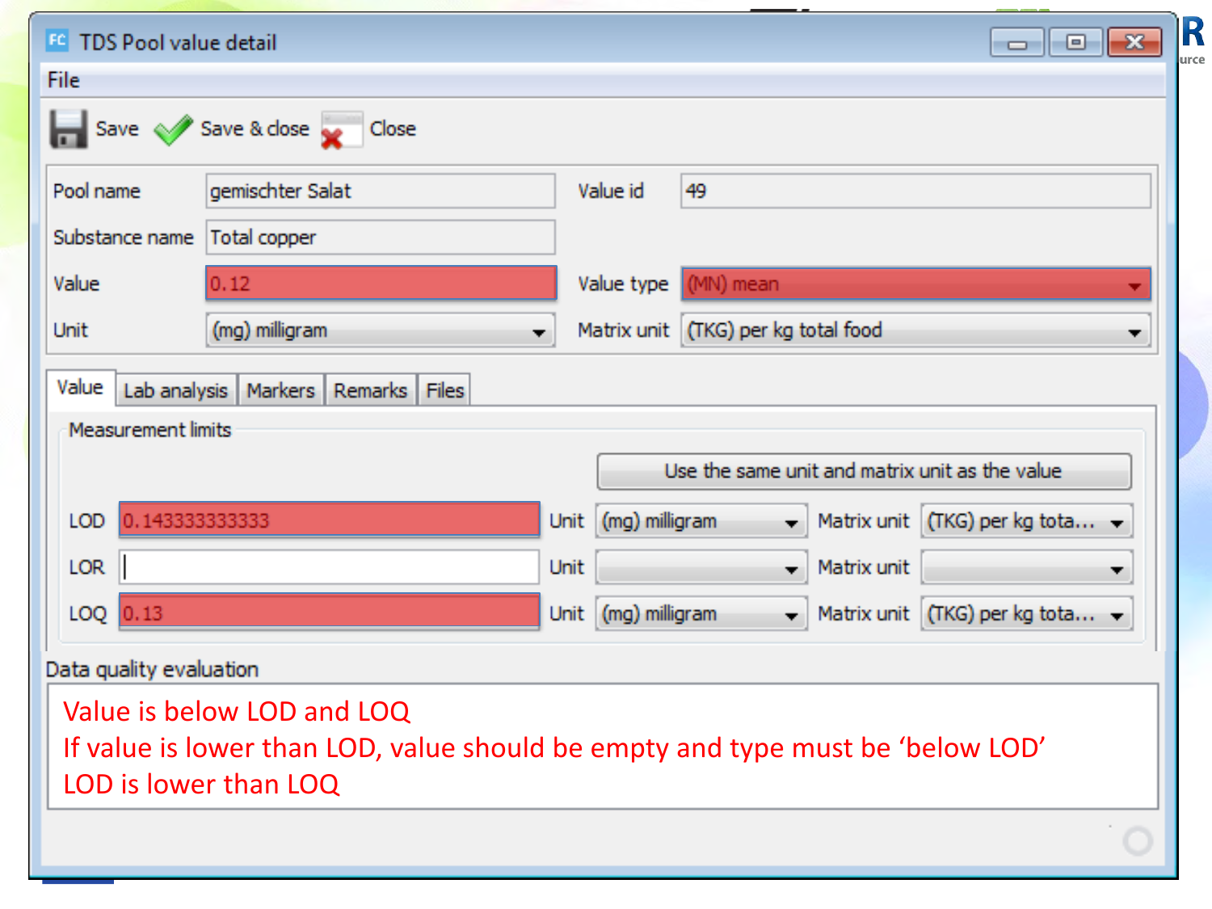# TDS Pool value detail

File

Save | Save & close | Close

| Pool name | gemischter Salat | Value id | 49 |
|---|---|---|---|
| Substance name | Total copper | | |
| Value | 0.12 | Value type | (MN) mean |
| Unit | (mg) milligram | Matrix unit | (TKG) per kg total food |

Value | Lab analysis | Markers | Remarks | Files

**Measurement limits**

Use the same unit and matrix unit as the value

| | Value | Unit | Matrix unit |
|---|---|---|---|
| LOD | 0.143333333333 | (mg) milligram | (TKG) per kg tota... |
| LOR | | | |
| LOQ | 0.13 | (mg) milligram | (TKG) per kg tota... |

**Data quality evaluation**

Value is below LOD and LOQ

If value is lower than LOD, value should be empty and type must be 'below LOD'

LOD is lower than LOQ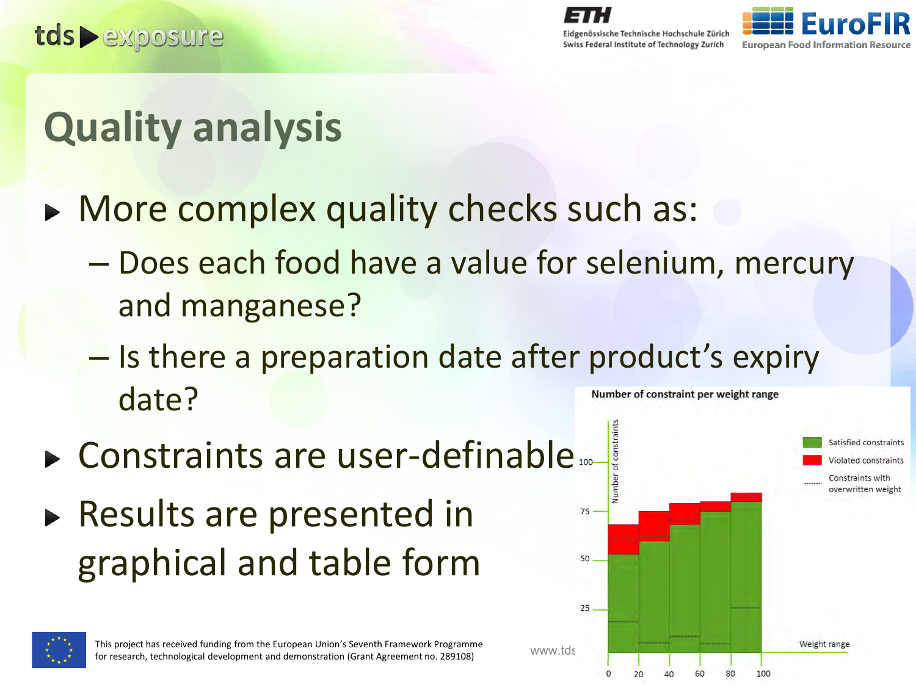# Quality analysis

- More complex quality checks such as:
  - Does each food have a value for selenium, mercury and manganese?
  - Is there a preparation date after product's expiry date?
- Constraints are user-definable
- Results are presented in graphical and table form

Number of constraint per weight range

This project has received funding from the European Union's Seventh Framework Programme for research, technological development and demonstration (Grant Agreement no. 289108)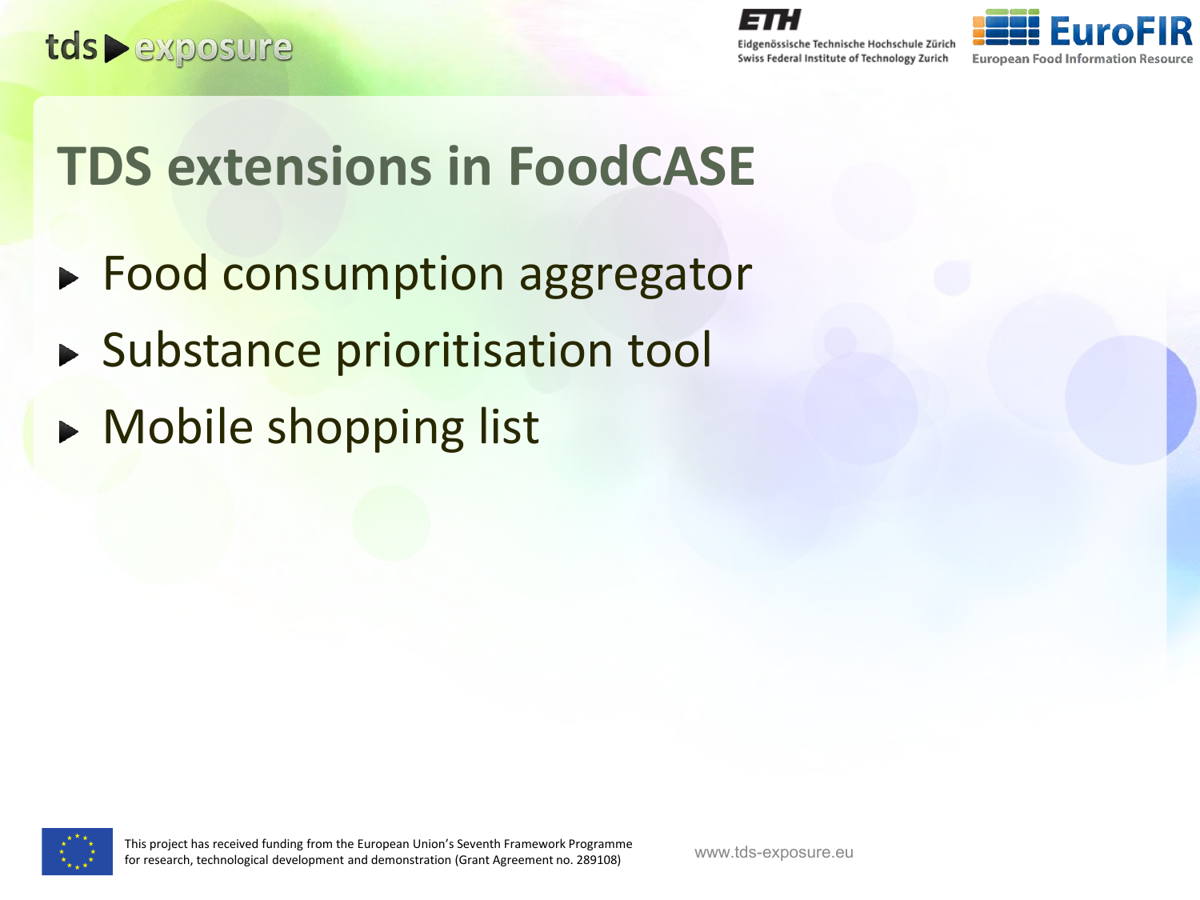# TDS extensions in FoodCASE

- Food consumption aggregator
- Substance prioritisation tool
- Mobile shopping list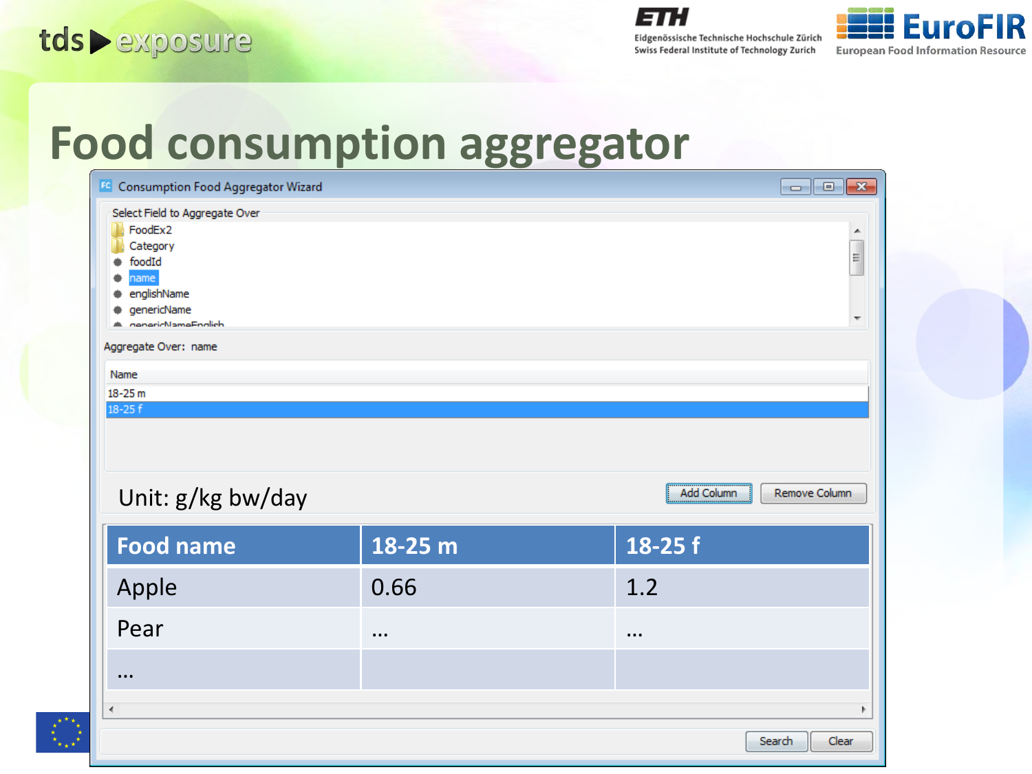# Food consumption aggregator

Consumption Food Aggregator Wizard

Select Field to Aggregate Over

- FoodEx2
- Category
- foodId
- name
- englishName
- genericName
- genericNameEnglish

Aggregate Over: name

| Name |
|---|
| 18-25 m |
| 18-25 f |

Unit: g/kg bw/day

Add Column | Remove Column

| Food name | 18-25 m | 18-25 f |
|---|---|---|
| Apple | 0.66 | 1.2 |
| Pear | … | … |
| … | | |

Search | Clear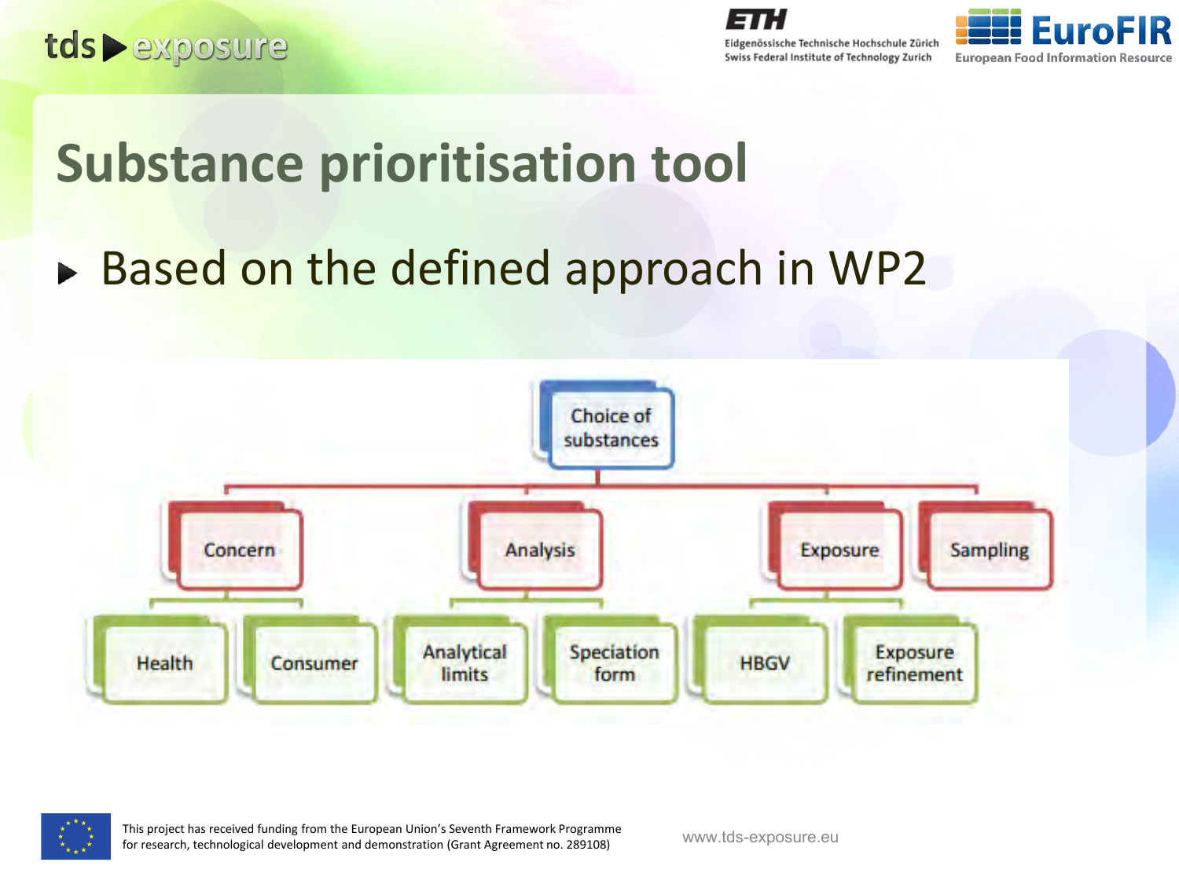# Substance prioritisation tool

- Based on the defined approach in WP2

- Choice of substances
  - Concern
    - Health
    - Consumer
  - Analysis
    - Analytical limits
    - Speciation form
  - Exposure
    - HBGV
    - Exposure refinement
  - Sampling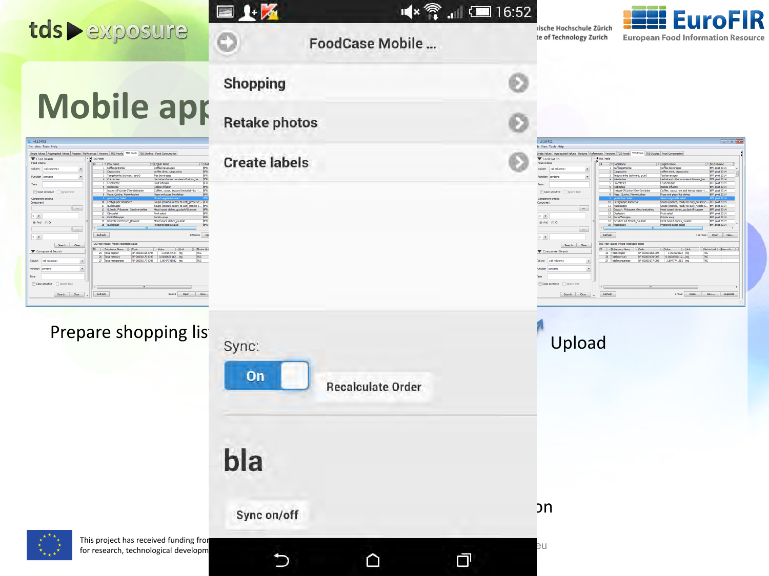tds ▶ exposure

ische Hochschule Zürich
te of Technology Zurich

EuroFIR
European Food Information Resource

# Mobile app

FoodCase Mobile ...

Shopping

Retake photos

Create labels

Sync:

On

Recalculate Order

bla

Sync on/off

Prepare shopping lis

Upload

on

This project has received funding fro
for research, technological developm

eu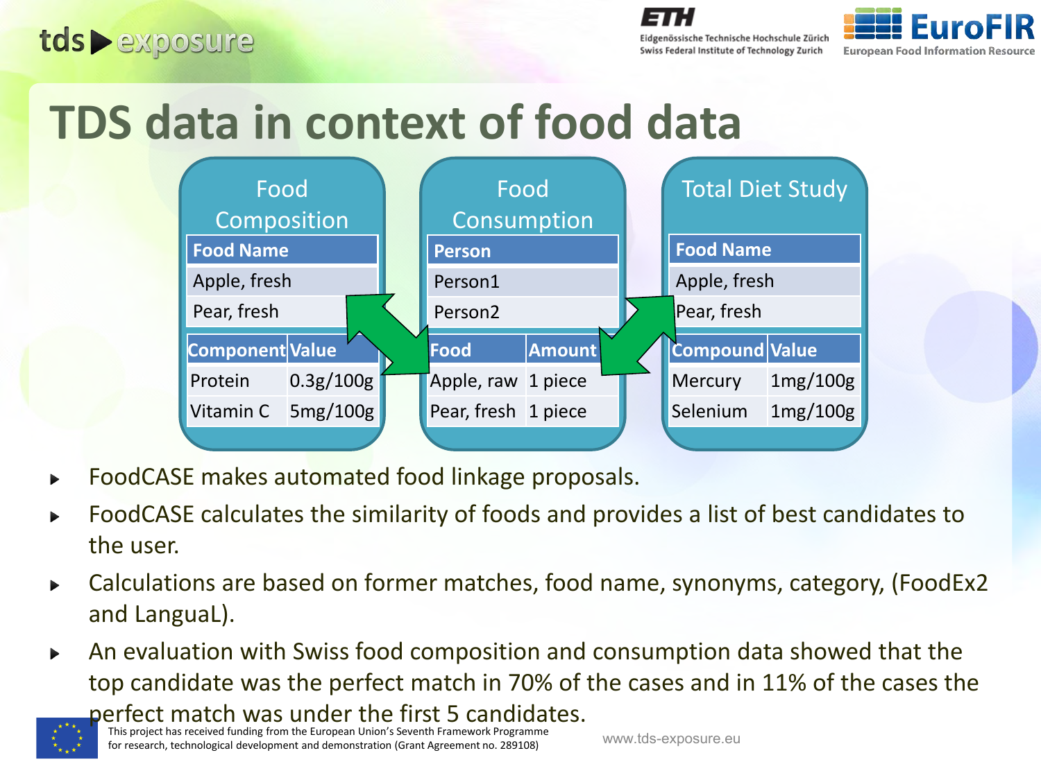# TDS data in context of food data

**Food Composition**

| Food Name | |
|---|---|
| Apple, fresh | |
| Pear, fresh | |

| Component | Value |
|---|---|
| Protein | 0.3g/100g |
| Vitamin C | 5mg/100g |

**Food Consumption**

| Person | |
|---|---|
| Person1 | |
| Person2 | |

| Food | Amount |
|---|---|
| Apple, raw | 1 piece |
| Pear, fresh | 1 piece |

**Total Diet Study**

| Food Name | |
|---|---|
| Apple, fresh | |
| Pear, fresh | |

| Compound | Value |
|---|---|
| Mercury | 1mg/100g |
| Selenium | 1mg/100g |

- FoodCASE makes automated food linkage proposals.
- FoodCASE calculates the similarity of foods and provides a list of best candidates to the user.
- Calculations are based on former matches, food name, synonyms, category, (FoodEx2 and LanguaL).
- An evaluation with Swiss food composition and consumption data showed that the top candidate was the perfect match in 70% of the cases and in 11% of the cases the perfect match was under the first 5 candidates.

This project has received funding from the European Union's Seventh Framework Programme for research, technological development and demonstration (Grant Agreement no. 289108)

www.tds-exposure.eu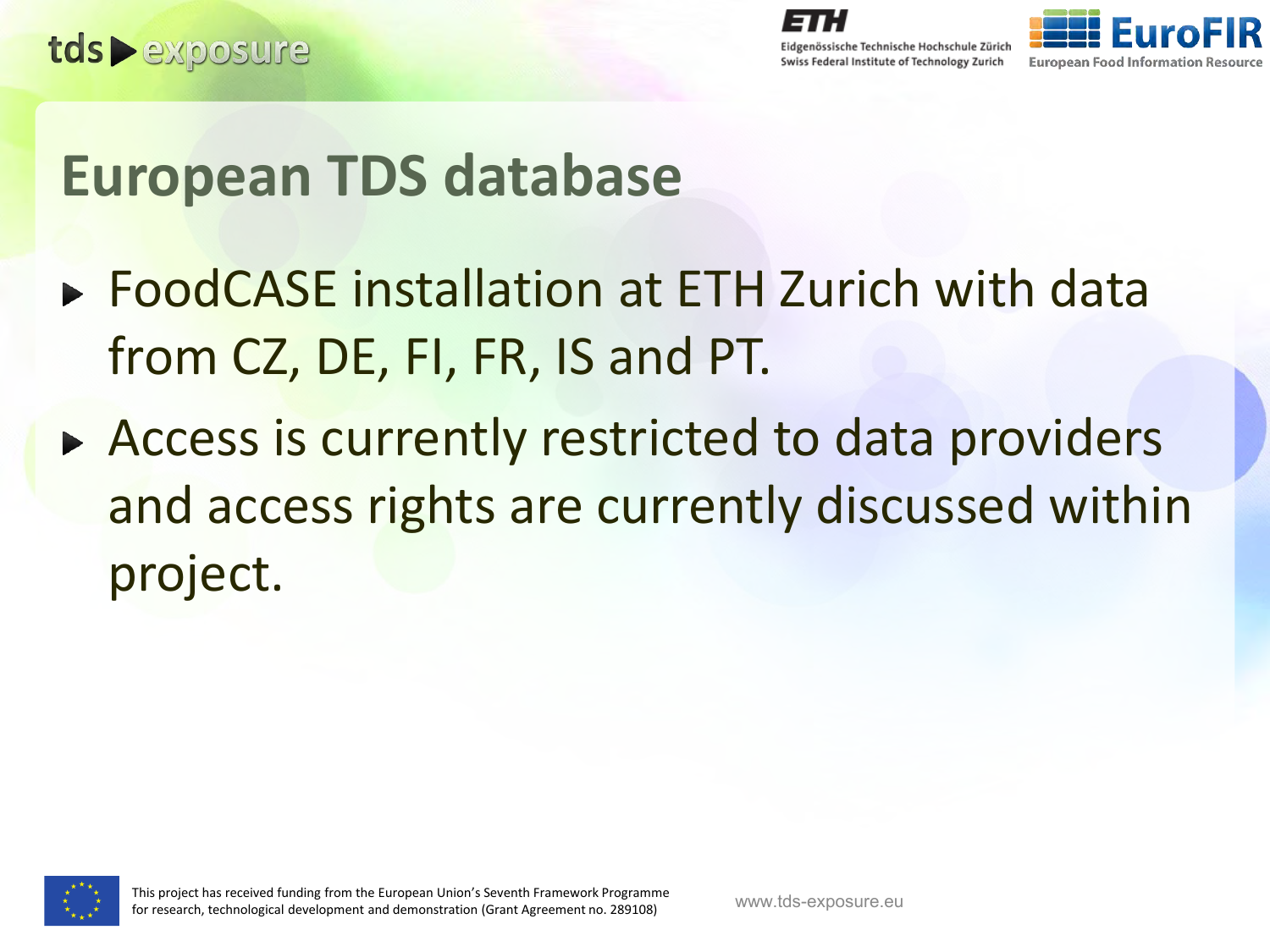# European TDS database

- FoodCASE installation at ETH Zurich with data from CZ, DE, FI, FR, IS and PT.
- Access is currently restricted to data providers and access rights are currently discussed within project.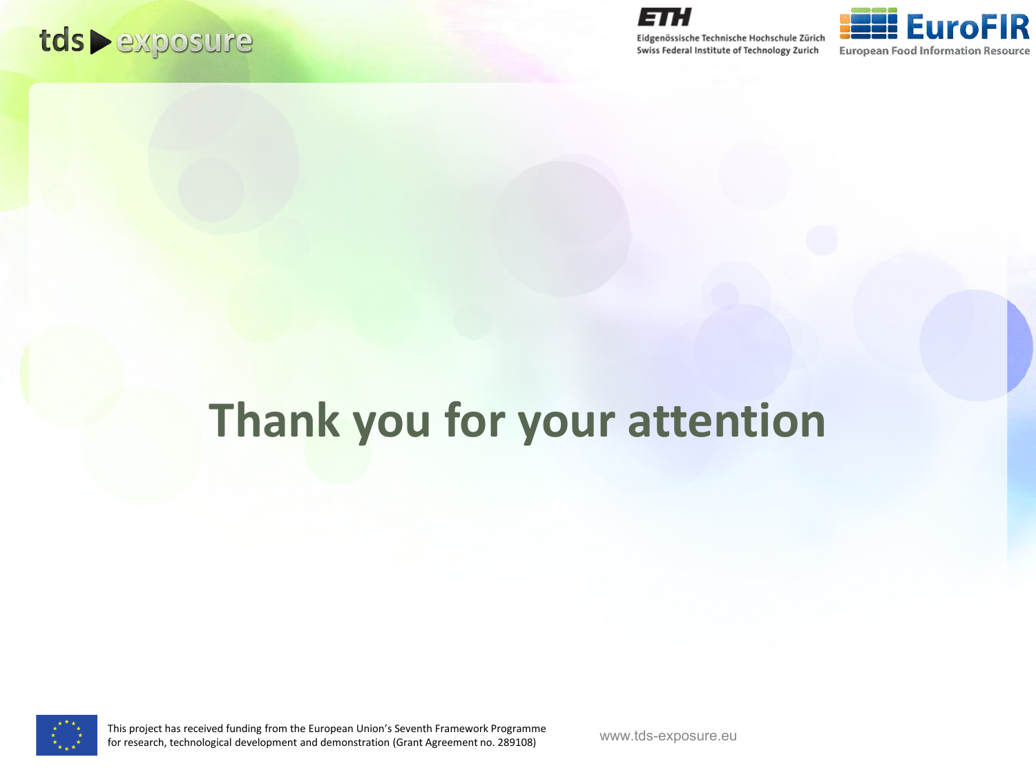# Thank you for your attention

This project has received funding from the European Union's Seventh Framework Programme for research, technological development and demonstration (Grant Agreement no. 289108)

www.tds-exposure.eu